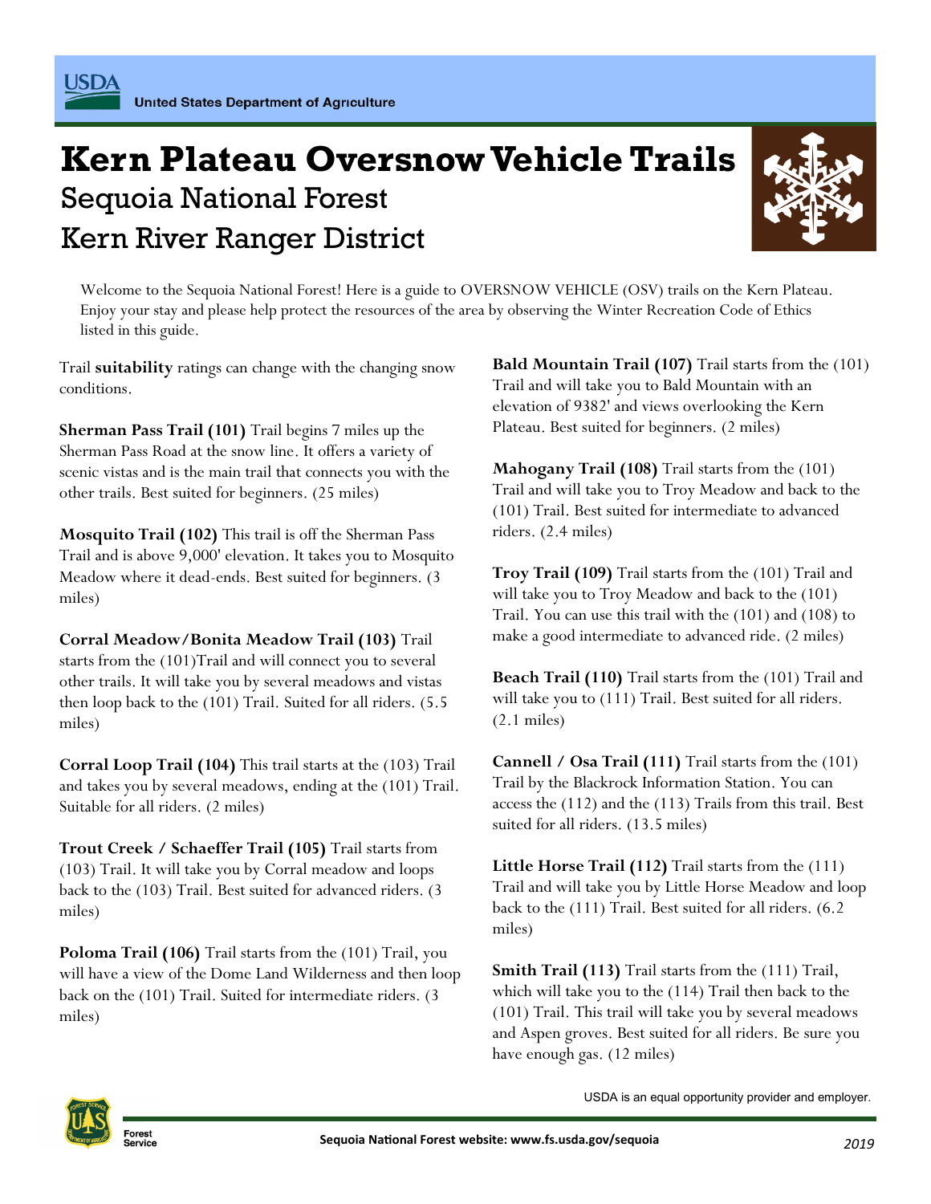United States Department of Agriculture

# Kern Plateau Oversnow Vehicle Trails

## Sequoia National Forest

## Kern River Ranger District

Welcome to the Sequoia National Forest! Here is a guide to OVERSNOW VEHICLE (OSV) trails on the Kern Plateau. Enjoy your stay and please help protect the resources of the area by observing the Winter Recreation Code of Ethics listed in this guide.

Trail **suitability** ratings can change with the changing snow conditions.

**Sherman Pass Trail (101)** Trail begins 7 miles up the Sherman Pass Road at the snow line. It offers a variety of scenic vistas and is the main trail that connects you with the other trails. Best suited for beginners. (25 miles)

**Mosquito Trail (102)** This trail is off the Sherman Pass Trail and is above 9,000' elevation. It takes you to Mosquito Meadow where it dead-ends. Best suited for beginners. (3 miles)

**Corral Meadow/Bonita Meadow Trail (103)** Trail starts from the (101)Trail and will connect you to several other trails. It will take you by several meadows and vistas then loop back to the (101) Trail. Suited for all riders. (5.5 miles)

**Corral Loop Trail (104)** This trail starts at the (103) Trail and takes you by several meadows, ending at the (101) Trail. Suitable for all riders. (2 miles)

**Trout Creek / Schaeffer Trail (105)** Trail starts from (103) Trail. It will take you by Corral meadow and loops back to the (103) Trail. Best suited for advanced riders. (3 miles)

**Poloma Trail (106)** Trail starts from the (101) Trail, you will have a view of the Dome Land Wilderness and then loop back on the (101) Trail. Suited for intermediate riders. (3 miles)

**Bald Mountain Trail (107)** Trail starts from the (101) Trail and will take you to Bald Mountain with an elevation of 9382' and views overlooking the Kern Plateau. Best suited for beginners. (2 miles)

**Mahogany Trail (108)** Trail starts from the (101) Trail and will take you to Troy Meadow and back to the (101) Trail. Best suited for intermediate to advanced riders. (2.4 miles)

**Troy Trail (109)** Trail starts from the (101) Trail and will take you to Troy Meadow and back to the (101) Trail. You can use this trail with the (101) and (108) to make a good intermediate to advanced ride. (2 miles)

**Beach Trail (110)** Trail starts from the (101) Trail and will take you to (111) Trail. Best suited for all riders. (2.1 miles)

**Cannell / Osa Trail (111)** Trail starts from the (101) Trail by the Blackrock Information Station. You can access the (112) and the (113) Trails from this trail. Best suited for all riders. (13.5 miles)

**Little Horse Trail (112)** Trail starts from the (111) Trail and will take you by Little Horse Meadow and loop back to the (111) Trail. Best suited for all riders. (6.2 miles)

**Smith Trail (113)** Trail starts from the (111) Trail, which will take you to the (114) Trail then back to the (101) Trail. This trail will take you by several meadows and Aspen groves. Best suited for all riders. Be sure you have enough gas. (12 miles)

USDA is an equal opportunity provider and employer.

Sequoia National Forest website: www.fs.usda.gov/sequoia

2019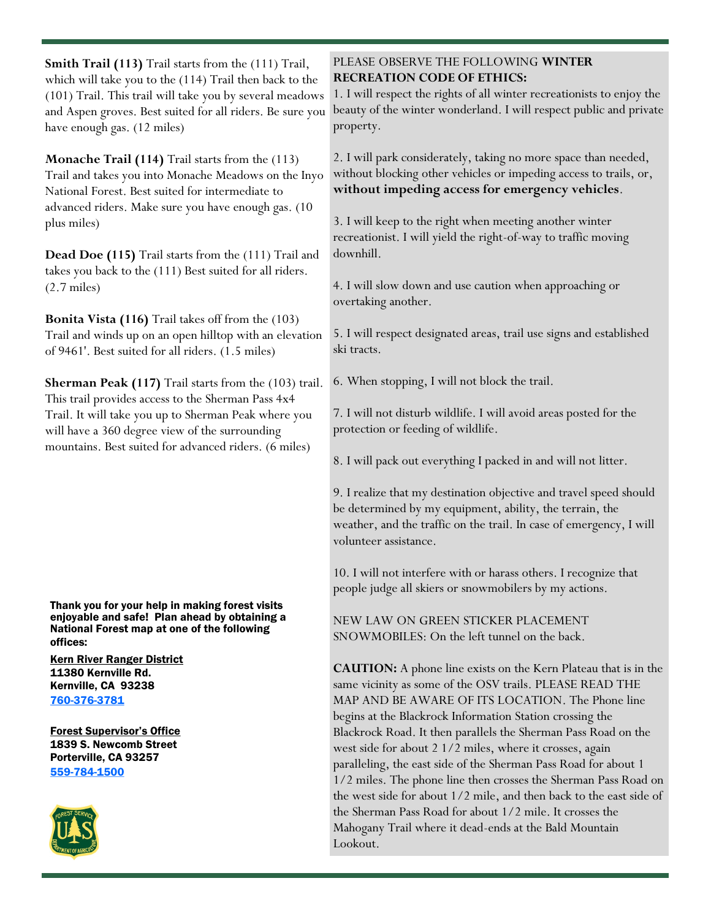**Smith Trail (113)** Trail starts from the (111) Trail, which will take you to the (114) Trail then back to the (101) Trail. This trail will take you by several meadows and Aspen groves. Best suited for all riders. Be sure you have enough gas. (12 miles)

**Monache Trail (114)** Trail starts from the (113) Trail and takes you into Monache Meadows on the Inyo National Forest. Best suited for intermediate to advanced riders. Make sure you have enough gas. (10 plus miles)

**Dead Doe (115)** Trail starts from the (111) Trail and takes you back to the (111) Best suited for all riders. (2.7 miles)

**Bonita Vista (116)** Trail takes off from the (103) Trail and winds up on an open hilltop with an elevation of 9461'. Best suited for all riders. (1.5 miles)

**Sherman Peak (117)** Trail starts from the (103) trail. This trail provides access to the Sherman Pass 4x4 Trail. It will take you up to Sherman Peak where you will have a 360 degree view of the surrounding mountains. Best suited for advanced riders. (6 miles)

**Thank you for your help in making forest visits enjoyable and safe! Plan ahead by obtaining a National Forest map at one of the following offices:**

**Kern River Ranger District**
**11380 Kernville Rd.**
**Kernville, CA 93238**
**760-376-3781**

**Forest Supervisor's Office**
**1839 S. Newcomb Street**
**Porterville, CA 93257**
**559-784-1500**

PLEASE OBSERVE THE FOLLOWING **WINTER RECREATION CODE OF ETHICS:**

1. I will respect the rights of all winter recreationists to enjoy the beauty of the winter wonderland. I will respect public and private property.

2. I will park considerately, taking no more space than needed, without blocking other vehicles or impeding access to trails, or, **without impeding access for emergency vehicles**.

3. I will keep to the right when meeting another winter recreationist. I will yield the right-of-way to traffic moving downhill.

4. I will slow down and use caution when approaching or overtaking another.

5. I will respect designated areas, trail use signs and established ski tracts.

6. When stopping, I will not block the trail.

7. I will not disturb wildlife. I will avoid areas posted for the protection or feeding of wildlife.

8. I will pack out everything I packed in and will not litter.

9. I realize that my destination objective and travel speed should be determined by my equipment, ability, the terrain, the weather, and the traffic on the trail. In case of emergency, I will volunteer assistance.

10. I will not interfere with or harass others. I recognize that people judge all skiers or snowmobilers by my actions.

NEW LAW ON GREEN STICKER PLACEMENT
SNOWMOBILES: On the left tunnel on the back.

**CAUTION:** A phone line exists on the Kern Plateau that is in the same vicinity as some of the OSV trails. PLEASE READ THE MAP AND BE AWARE OF ITS LOCATION. The Phone line begins at the Blackrock Information Station crossing the Blackrock Road. It then parallels the Sherman Pass Road on the west side for about 2 1/2 miles, where it crosses, again paralleling, the east side of the Sherman Pass Road for about 1 1/2 miles. The phone line then crosses the Sherman Pass Road on the west side for about 1/2 mile, and then back to the east side of the Sherman Pass Road for about 1/2 mile. It crosses the Mahogany Trail where it dead-ends at the Bald Mountain Lookout.